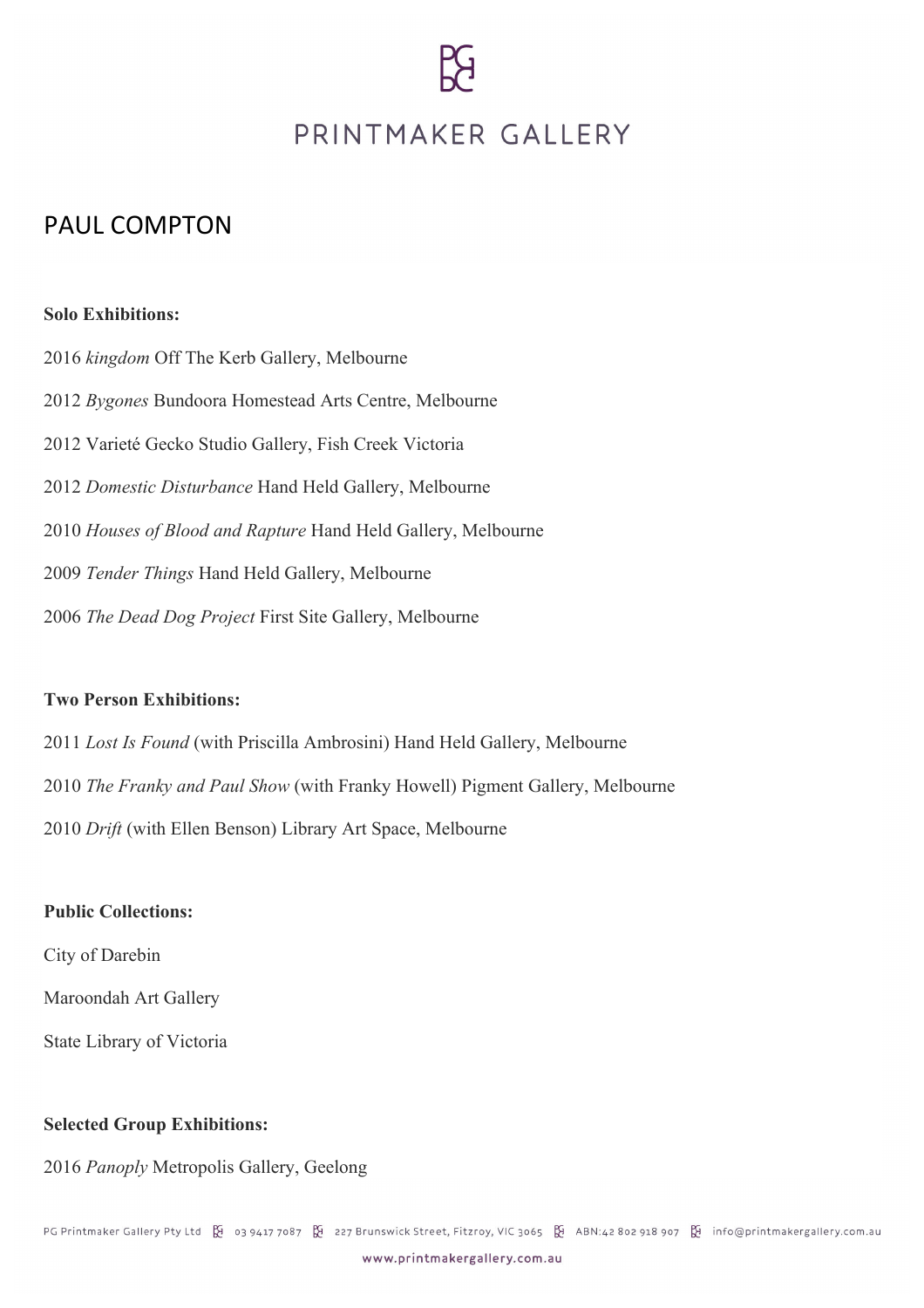# PRINTMAKER GALLERY

## PAUL COMPTON

**Solo Exhibitions:**

2016 *kingdom* Off The Kerb Gallery, Melbourne

2012 *Bygones* Bundoora Homestead Arts Centre, Melbourne

2012 Varieté Gecko Studio Gallery, Fish Creek Victoria

2012 *Domestic Disturbance* Hand Held Gallery, Melbourne

2010 *Houses of Blood and Rapture* Hand Held Gallery, Melbourne

2009 *Tender Things* Hand Held Gallery, Melbourne

2006 *The Dead Dog Project* First Site Gallery, Melbourne

**Two Person Exhibitions:**

2011 *Lost Is Found* (with Priscilla Ambrosini) Hand Held Gallery, Melbourne

2010 *The Franky and Paul Show* (with Franky Howell) Pigment Gallery, Melbourne

2010 *Drift* (with Ellen Benson) Library Art Space, Melbourne

**Public Collections:**

City of Darebin

Maroondah Art Gallery

State Library of Victoria

**Selected Group Exhibitions:**

2016 *Panoply* Metropolis Gallery, Geelong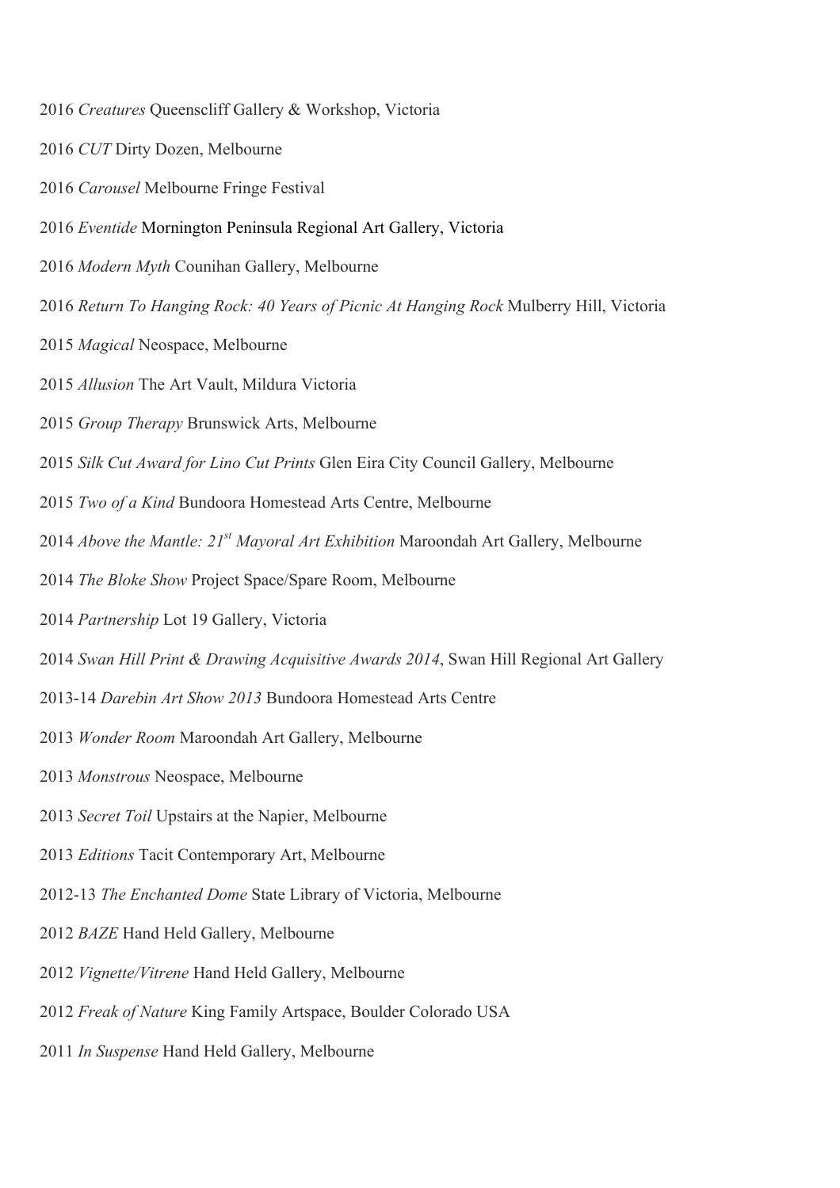2016 *Creatures* Queenscliff Gallery & Workshop, Victoria

2016 *CUT* Dirty Dozen, Melbourne

2016 *Carousel* Melbourne Fringe Festival

2016 *Eventide* Mornington Peninsula Regional Art Gallery, Victoria

2016 *Modern Myth* Counihan Gallery, Melbourne

2016 *Return To Hanging Rock: 40 Years of Picnic At Hanging Rock* Mulberry Hill, Victoria

2015 *Magical* Neospace, Melbourne

2015 *Allusion* The Art Vault, Mildura Victoria

2015 *Group Therapy* Brunswick Arts, Melbourne

2015 *Silk Cut Award for Lino Cut Prints* Glen Eira City Council Gallery, Melbourne

2015 *Two of a Kind* Bundoora Homestead Arts Centre, Melbourne

2014 *Above the Mantle: 21st Mayoral Art Exhibition* Maroondah Art Gallery, Melbourne

2014 *The Bloke Show* Project Space/Spare Room, Melbourne

2014 *Partnership* Lot 19 Gallery, Victoria

2014 *Swan Hill Print & Drawing Acquisitive Awards 2014*, Swan Hill Regional Art Gallery

2013-14 *Darebin Art Show 2013* Bundoora Homestead Arts Centre

2013 *Wonder Room* Maroondah Art Gallery, Melbourne

2013 *Monstrous* Neospace, Melbourne

2013 *Secret Toil* Upstairs at the Napier, Melbourne

2013 *Editions* Tacit Contemporary Art, Melbourne

2012-13 *The Enchanted Dome* State Library of Victoria, Melbourne

2012 *BAZE* Hand Held Gallery, Melbourne

2012 *Vignette/Vitrene* Hand Held Gallery, Melbourne

2012 *Freak of Nature* King Family Artspace, Boulder Colorado USA

2011 *In Suspense* Hand Held Gallery, Melbourne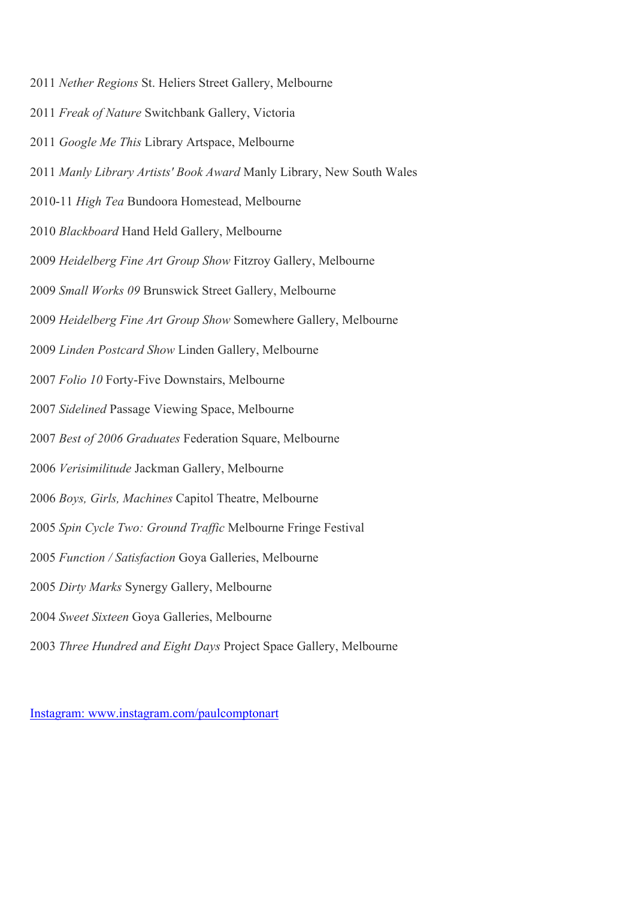2011 *Nether Regions* St. Heliers Street Gallery, Melbourne

2011 *Freak of Nature* Switchbank Gallery, Victoria

2011 *Google Me This* Library Artspace, Melbourne

2011 *Manly Library Artists' Book Award* Manly Library, New South Wales

2010-11 *High Tea* Bundoora Homestead, Melbourne

2010 *Blackboard* Hand Held Gallery, Melbourne

2009 *Heidelberg Fine Art Group Show* Fitzroy Gallery, Melbourne

2009 *Small Works 09* Brunswick Street Gallery, Melbourne

2009 *Heidelberg Fine Art Group Show* Somewhere Gallery, Melbourne

2009 *Linden Postcard Show* Linden Gallery, Melbourne

2007 *Folio 10* Forty-Five Downstairs, Melbourne

2007 *Sidelined* Passage Viewing Space, Melbourne

2007 *Best of 2006 Graduates* Federation Square, Melbourne

2006 *Verisimilitude* Jackman Gallery, Melbourne

2006 *Boys, Girls, Machines* Capitol Theatre, Melbourne

2005 *Spin Cycle Two: Ground Traffic* Melbourne Fringe Festival

2005 *Function / Satisfaction* Goya Galleries, Melbourne

2005 *Dirty Marks* Synergy Gallery, Melbourne

2004 *Sweet Sixteen* Goya Galleries, Melbourne

2003 *Three Hundred and Eight Days* Project Space Gallery, Melbourne

[Instagram: www.instagram.com/paulcomptonart](http://www.instagram.com/paulcomptonart)